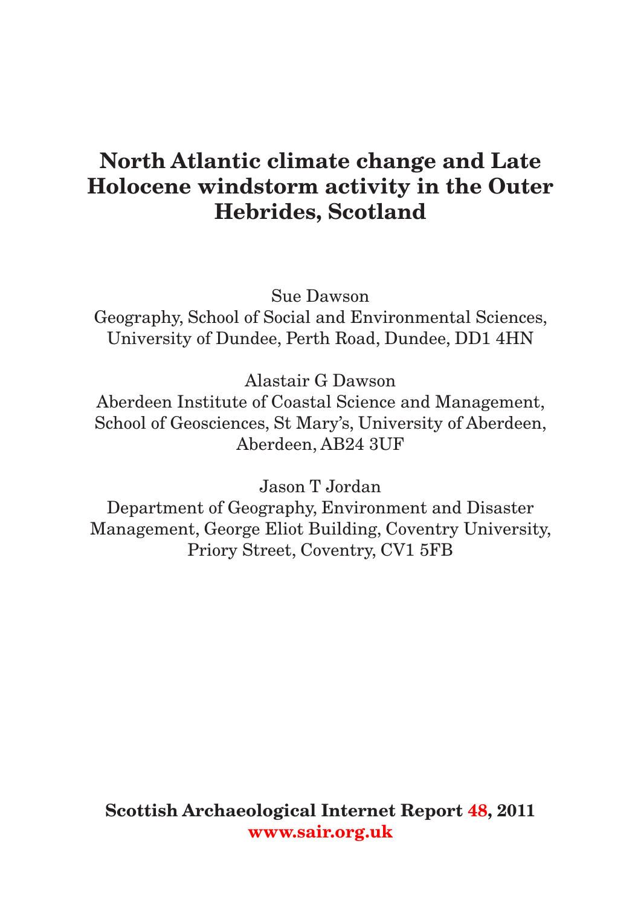# North Atlantic climate change and Late Holocene windstorm activity in the Outer Hebrides, Scotland

Sue Dawson
Geography, School of Social and Environmental Sciences,
University of Dundee, Perth Road, Dundee, DD1 4HN

Alastair G Dawson
Aberdeen Institute of Coastal Science and Management,
School of Geosciences, St Mary's, University of Aberdeen,
Aberdeen, AB24 3UF

Jason T Jordan
Department of Geography, Environment and Disaster
Management, George Eliot Building, Coventry University,
Priory Street, Coventry, CV1 5FB

**Scottish Archaeological Internet Report 48, 2011**
**www.sair.org.uk**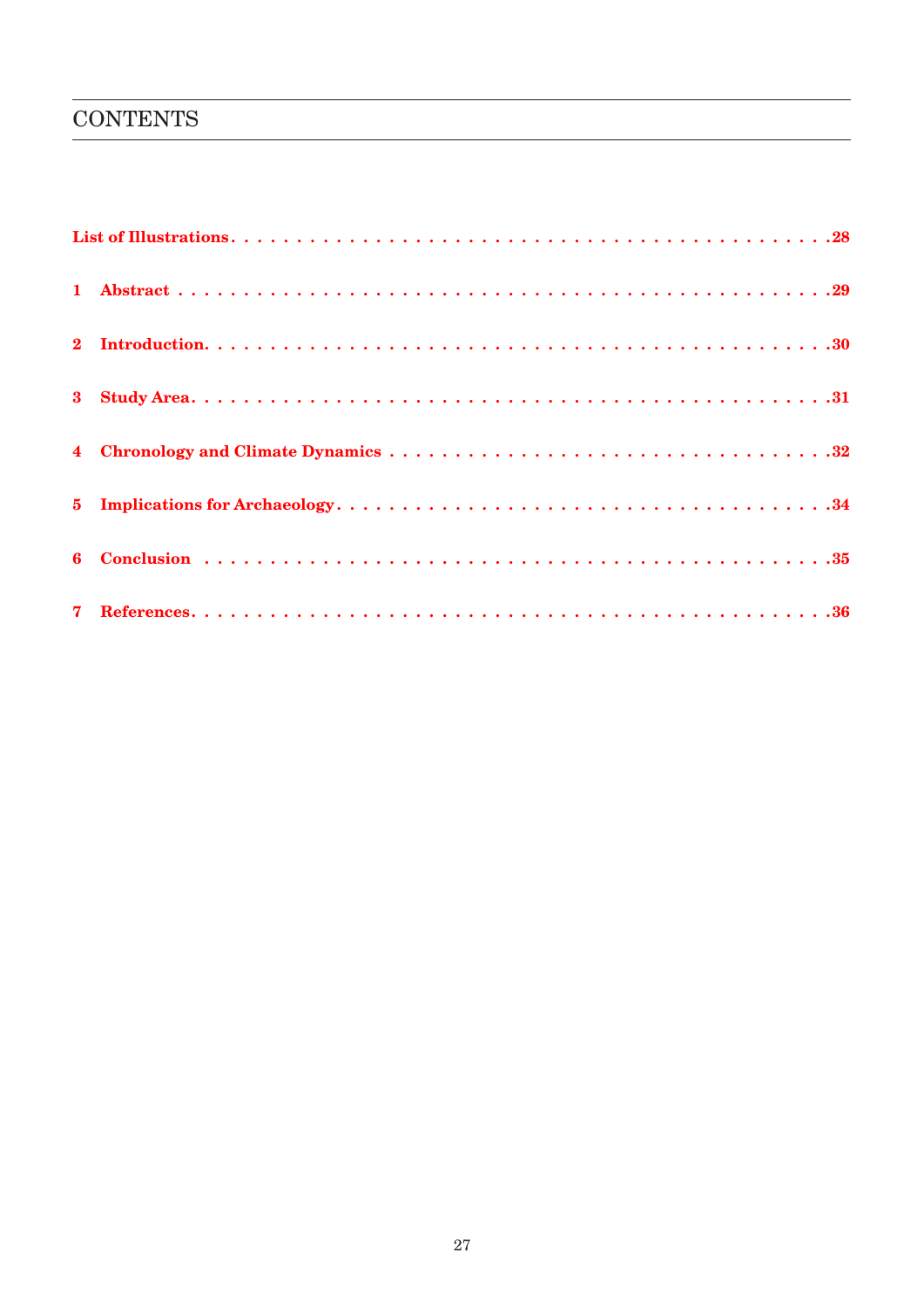# CONTENTS

- **List of Illustrations** . . . . . . . . . . . . . . . . . . . . . . . . . . . . . . . . . . . . **28**
- **1 Abstract** . . . . . . . . . . . . . . . . . . . . . . . . . . . . . . . . . . . . **29**
- **2 Introduction** . . . . . . . . . . . . . . . . . . . . . . . . . . . . . . . . . . . . **30**
- **3 Study Area** . . . . . . . . . . . . . . . . . . . . . . . . . . . . . . . . . . . . **31**
- **4 Chronology and Climate Dynamics** . . . . . . . . . . . . . . . . . . . . . . . . . . . . . . . . . . . . **32**
- **5 Implications for Archaeology** . . . . . . . . . . . . . . . . . . . . . . . . . . . . . . . . . . . . **34**
- **6 Conclusion** . . . . . . . . . . . . . . . . . . . . . . . . . . . . . . . . . . . . **35**
- **7 References** . . . . . . . . . . . . . . . . . . . . . . . . . . . . . . . . . . . . **36**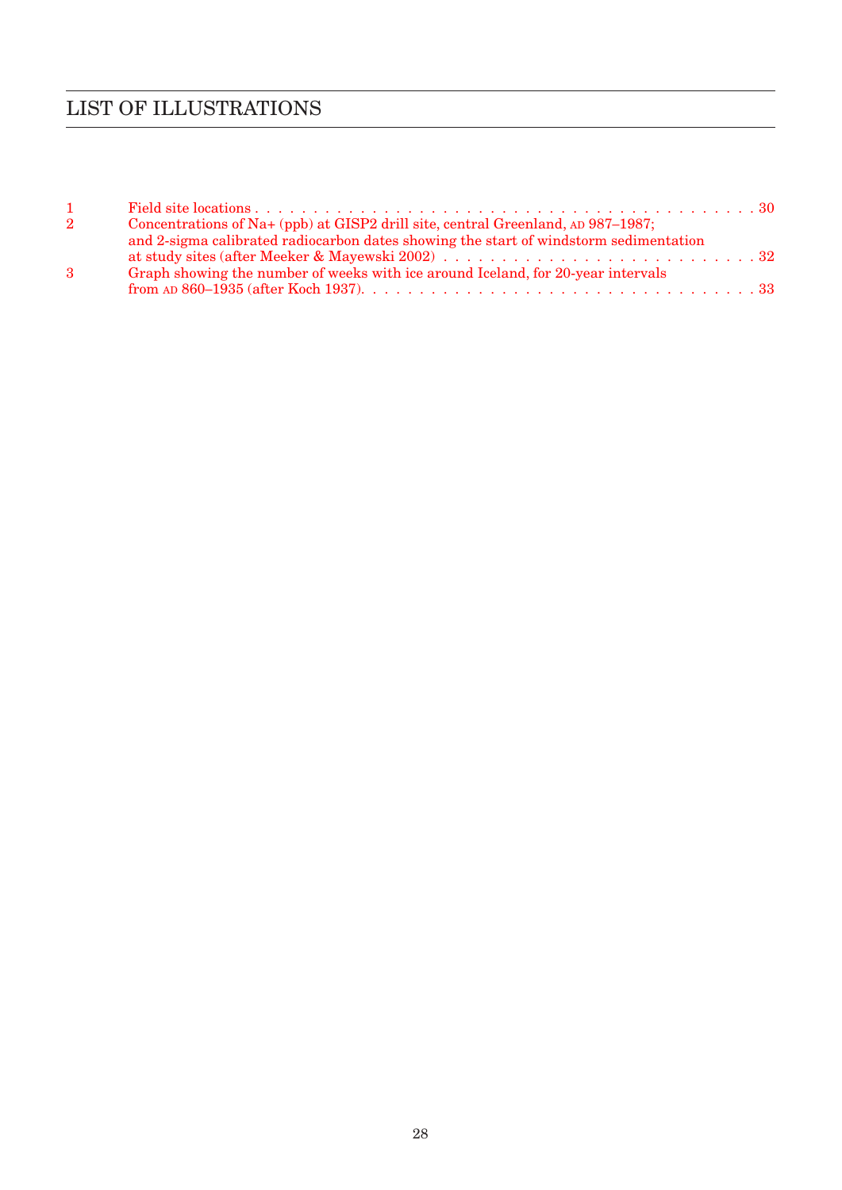# LIST OF ILLUSTRATIONS

1. Field site locations . . . 30
2. Concentrations of Na+ (ppb) at GISP2 drill site, central Greenland, AD 987–1987; and 2-sigma calibrated radiocarbon dates showing the start of windstorm sedimentation at study sites (after Meeker & Mayewski 2002) . . . 32
3. Graph showing the number of weeks with ice around Iceland, for 20-year intervals from AD 860–1935 (after Koch 1937). . . . 33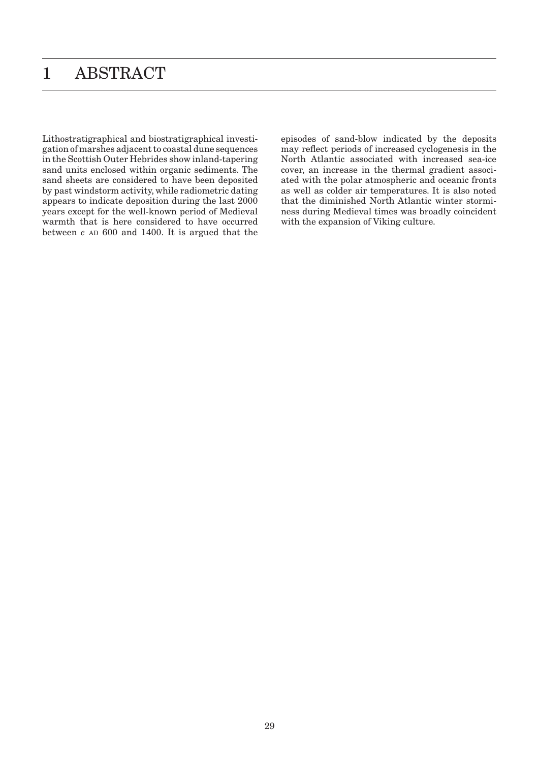# 1 ABSTRACT

Lithostratigraphical and biostratigraphical investigation of marshes adjacent to coastal dune sequences in the Scottish Outer Hebrides show inland-tapering sand units enclosed within organic sediments. The sand sheets are considered to have been deposited by past windstorm activity, while radiometric dating appears to indicate deposition during the last 2000 years except for the well-known period of Medieval warmth that is here considered to have occurred between *c* AD 600 and 1400. It is argued that the episodes of sand-blow indicated by the deposits may reflect periods of increased cyclogenesis in the North Atlantic associated with increased sea-ice cover, an increase in the thermal gradient associated with the polar atmospheric and oceanic fronts as well as colder air temperatures. It is also noted that the diminished North Atlantic winter storminess during Medieval times was broadly coincident with the expansion of Viking culture.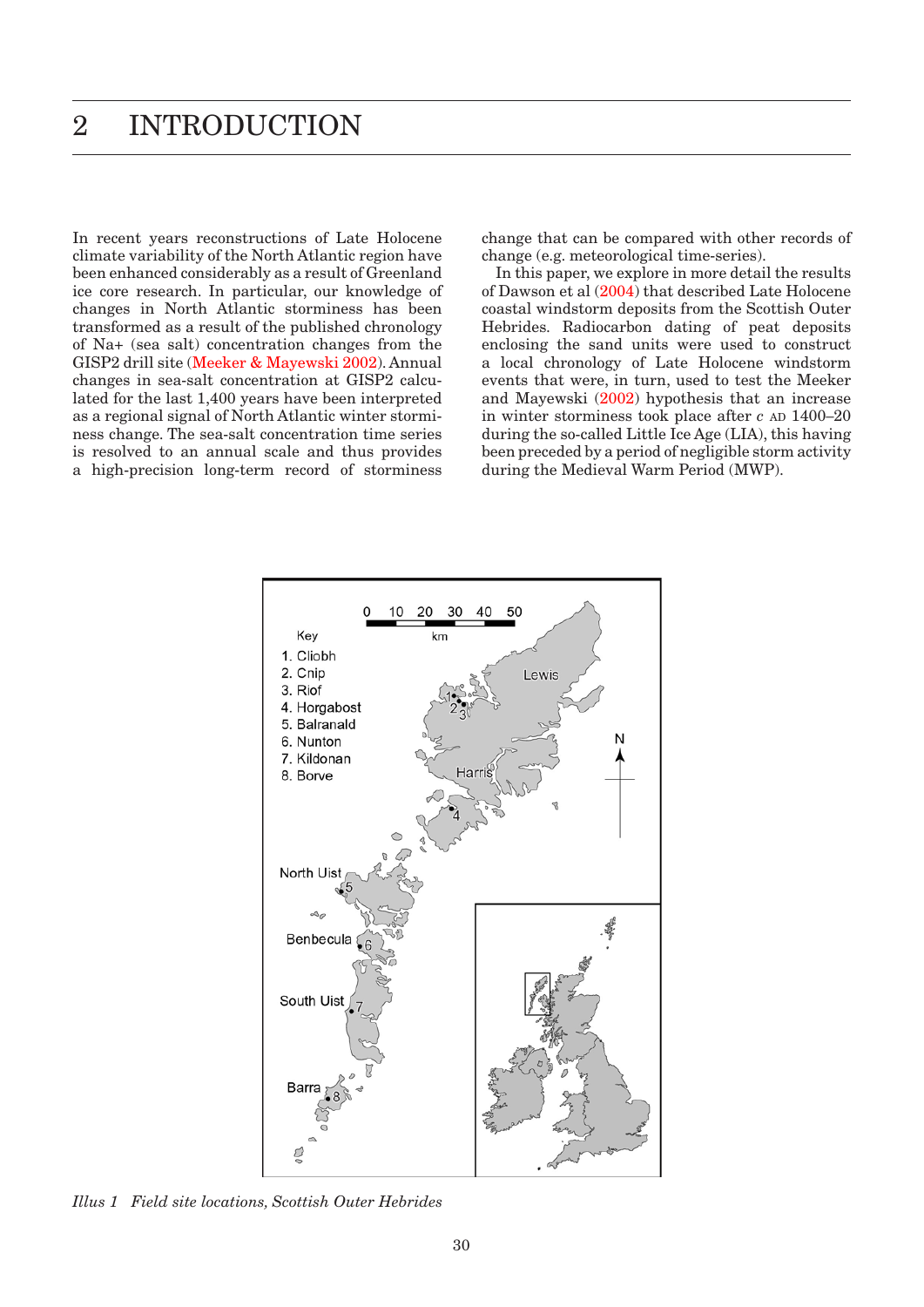# 2 INTRODUCTION

In recent years reconstructions of Late Holocene climate variability of the North Atlantic region have been enhanced considerably as a result of Greenland ice core research. In particular, our knowledge of changes in North Atlantic storminess has been transformed as a result of the published chronology of Na+ (sea salt) concentration changes from the GISP2 drill site (Meeker & Mayewski 2002). Annual changes in sea-salt concentration at GISP2 calculated for the last 1,400 years have been interpreted as a regional signal of North Atlantic winter storminess change. The sea-salt concentration time series is resolved to an annual scale and thus provides a high-precision long-term record of storminess change that can be compared with other records of change (e.g. meteorological time-series).

In this paper, we explore in more detail the results of Dawson et al (2004) that described Late Holocene coastal windstorm deposits from the Scottish Outer Hebrides. Radiocarbon dating of peat deposits enclosing the sand units were used to construct a local chronology of Late Holocene windstorm events that were, in turn, used to test the Meeker and Mayewski (2002) hypothesis that an increase in winter storminess took place after *c* AD 1400–20 during the so-called Little Ice Age (LIA), this having been preceded by a period of negligible storm activity during the Medieval Warm Period (MWP).

*Illus 1 Field site locations, Scottish Outer Hebrides*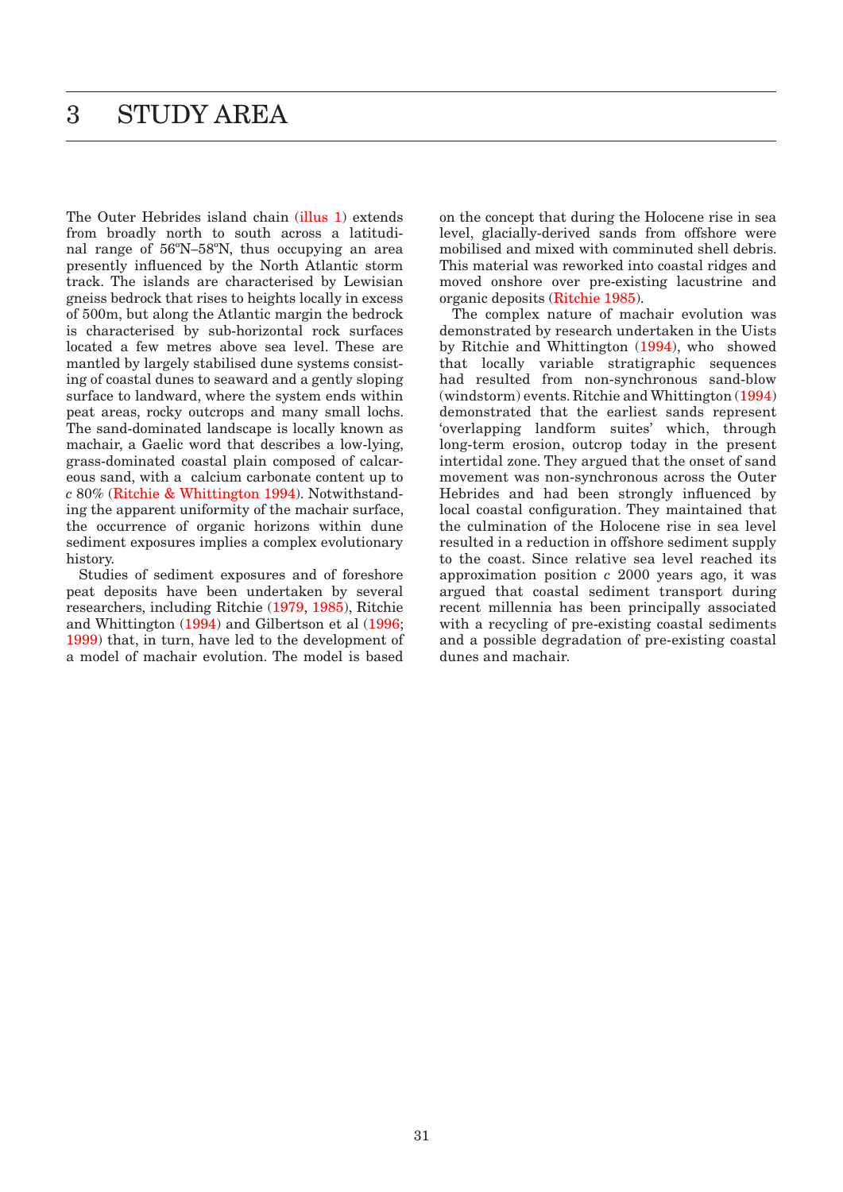// Fixed: the earlier prompt had no closing tag and the leading "# " merged as a heading line. Below corrected:
# 3 STUDY AREA

The Outer Hebrides island chain (illus 1) extends from broadly north to south across a latitudinal range of 56ºN–58ºN, thus occupying an area presently influenced by the North Atlantic storm track. The islands are characterised by Lewisian gneiss bedrock that rises to heights locally in excess of 500m, but along the Atlantic margin the bedrock is characterised by sub-horizontal rock surfaces located a few metres above sea level. These are mantled by largely stabilised dune systems consisting of coastal dunes to seaward and a gently sloping surface to landward, where the system ends within peat areas, rocky outcrops and many small lochs. The sand-dominated landscape is locally known as machair, a Gaelic word that describes a low-lying, grass-dominated coastal plain composed of calcareous sand, with a calcium carbonate content up to *c* 80% (Ritchie & Whittington 1994). Notwithstanding the apparent uniformity of the machair surface, the occurrence of organic horizons within dune sediment exposures implies a complex evolutionary history.

Studies of sediment exposures and of foreshore peat deposits have been undertaken by several researchers, including Ritchie (1979, 1985), Ritchie and Whittington (1994) and Gilbertson et al (1996; 1999) that, in turn, have led to the development of a model of machair evolution. The model is based on the concept that during the Holocene rise in sea level, glacially-derived sands from offshore were mobilised and mixed with comminuted shell debris. This material was reworked into coastal ridges and moved onshore over pre-existing lacustrine and organic deposits (Ritchie 1985).

The complex nature of machair evolution was demonstrated by research undertaken in the Uists by Ritchie and Whittington (1994), who showed that locally variable stratigraphic sequences had resulted from non-synchronous sand-blow (windstorm) events. Ritchie and Whittington (1994) demonstrated that the earliest sands represent 'overlapping landform suites' which, through long-term erosion, outcrop today in the present intertidal zone. They argued that the onset of sand movement was non-synchronous across the Outer Hebrides and had been strongly influenced by local coastal configuration. They maintained that the culmination of the Holocene rise in sea level resulted in a reduction in offshore sediment supply to the coast. Since relative sea level reached its approximation position *c* 2000 years ago, it was argued that coastal sediment transport during recent millennia has been principally associated with a recycling of pre-existing coastal sediments and a possible degradation of pre-existing coastal dunes and machair.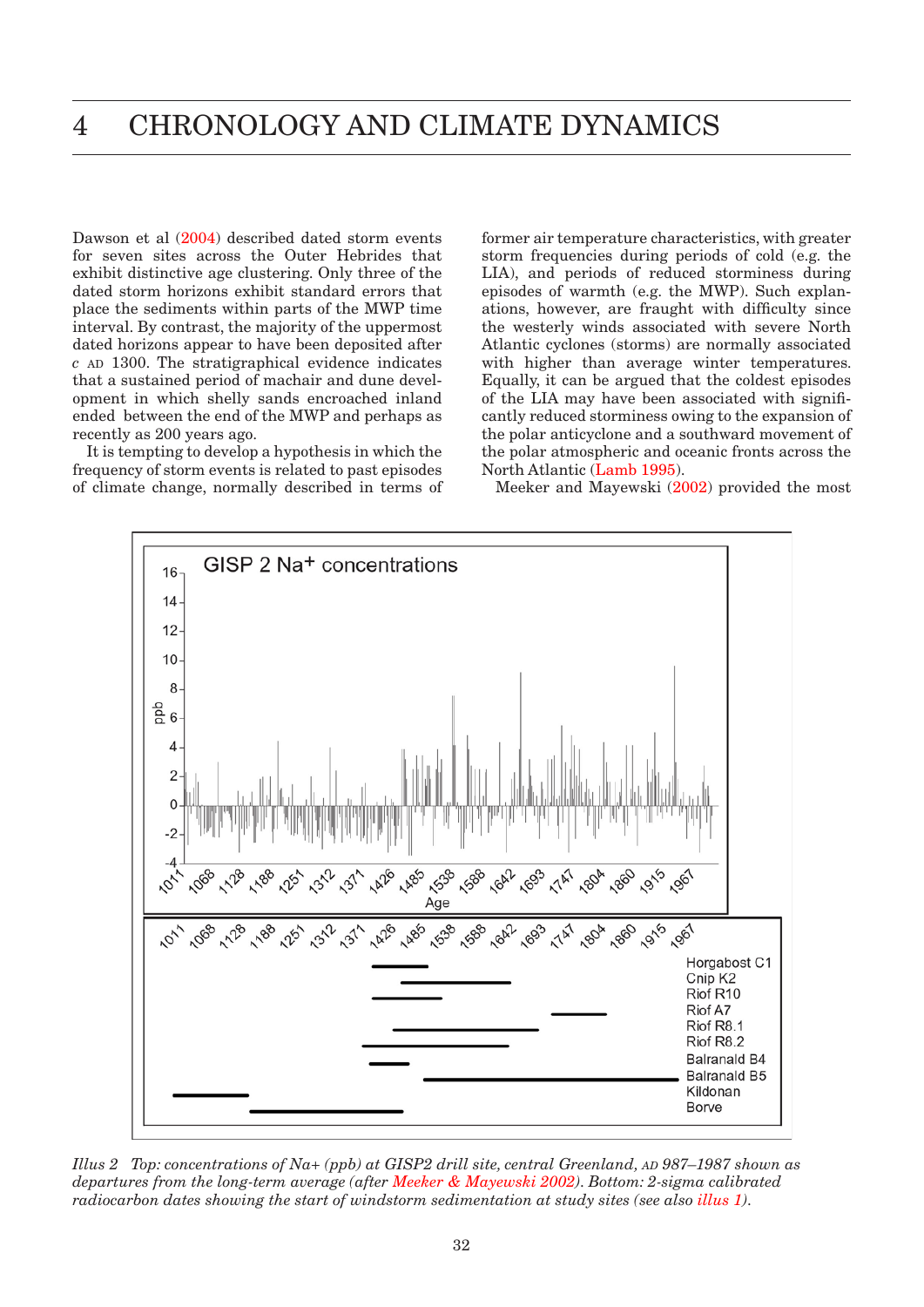# 4 CHRONOLOGY AND CLIMATE DYNAMICS

Dawson et al (2004) described dated storm events for seven sites across the Outer Hebrides that exhibit distinctive age clustering. Only three of the dated storm horizons exhibit standard errors that place the sediments within parts of the MWP time interval. By contrast, the majority of the uppermost dated horizons appear to have been deposited after *c* AD 1300. The stratigraphical evidence indicates that a sustained period of machair and dune development in which shelly sands encroached inland ended between the end of the MWP and perhaps as recently as 200 years ago.

It is tempting to develop a hypothesis in which the frequency of storm events is related to past episodes of climate change, normally described in terms of former air temperature characteristics, with greater storm frequencies during periods of cold (e.g. the LIA), and periods of reduced storminess during episodes of warmth (e.g. the MWP). Such explanations, however, are fraught with difficulty since the westerly winds associated with severe North Atlantic cyclones (storms) are normally associated with higher than average winter temperatures. Equally, it can be argued that the coldest episodes of the LIA may have been associated with significantly reduced storminess owing to the expansion of the polar anticyclone and a southward movement of the polar atmospheric and oceanic fronts across the North Atlantic (Lamb 1995).

Meeker and Mayewski (2002) provided the most

*Illus 2 Top: concentrations of Na+ (ppb) at GISP2 drill site, central Greenland, AD 987–1987 shown as departures from the long-term average (after Meeker & Mayewski 2002). Bottom: 2-sigma calibrated radiocarbon dates showing the start of windstorm sedimentation at study sites (see also illus 1).*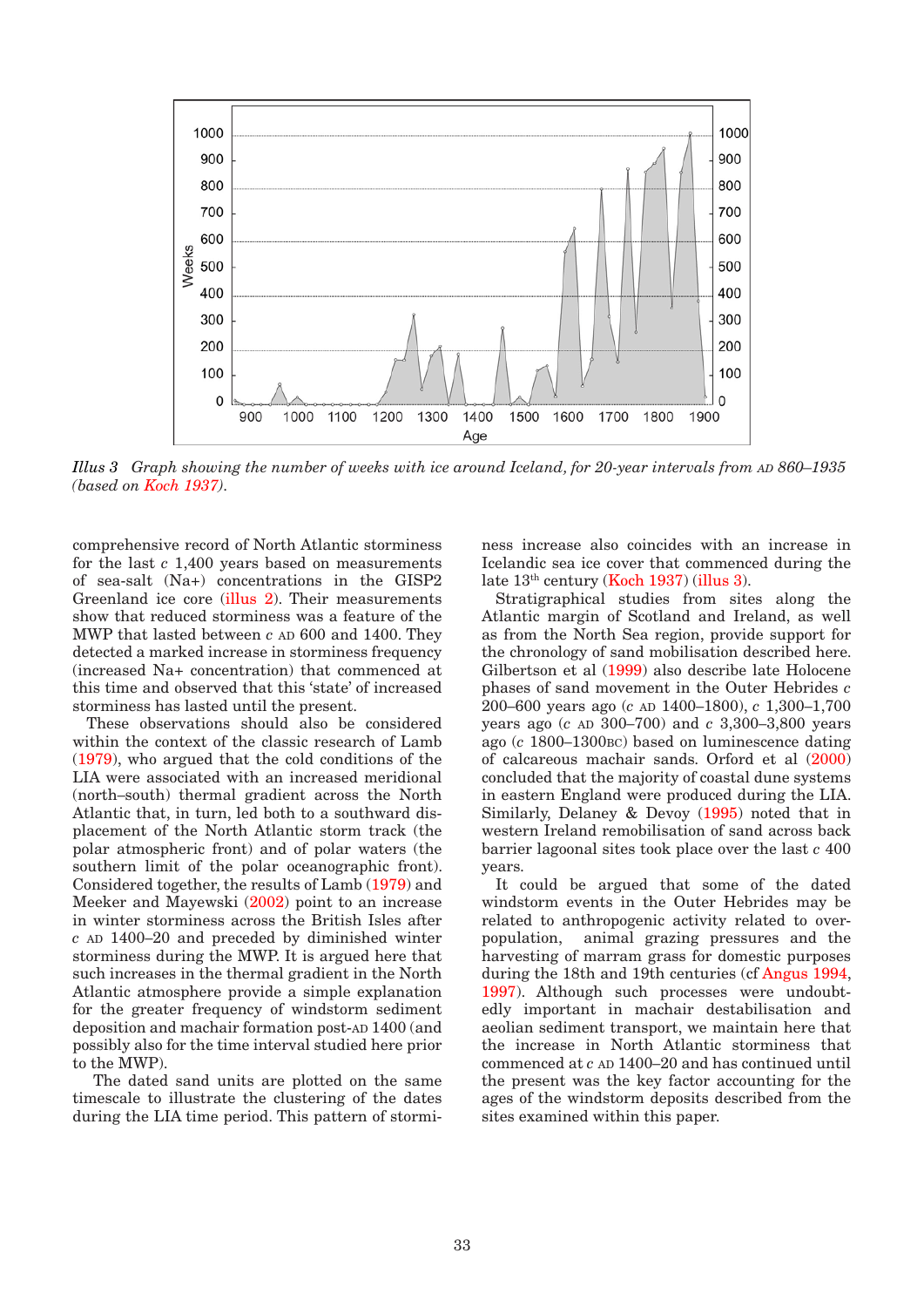*Illus 3 Graph showing the number of weeks with ice around Iceland, for 20-year intervals from AD 860–1935 (based on Koch 1937).*

comprehensive record of North Atlantic storminess for the last *c* 1,400 years based on measurements of sea-salt (Na+) concentrations in the GISP2 Greenland ice core (illus 2). Their measurements show that reduced storminess was a feature of the MWP that lasted between *c* AD 600 and 1400. They detected a marked increase in storminess frequency (increased Na+ concentration) that commenced at this time and observed that this 'state' of increased storminess has lasted until the present.

These observations should also be considered within the context of the classic research of Lamb (1979), who argued that the cold conditions of the LIA were associated with an increased meridional (north–south) thermal gradient across the North Atlantic that, in turn, led both to a southward displacement of the North Atlantic storm track (the polar atmospheric front) and of polar waters (the southern limit of the polar oceanographic front). Considered together, the results of Lamb (1979) and Meeker and Mayewski (2002) point to an increase in winter storminess across the British Isles after *c* AD 1400–20 and preceded by diminished winter storminess during the MWP. It is argued here that such increases in the thermal gradient in the North Atlantic atmosphere provide a simple explanation for the greater frequency of windstorm sediment deposition and machair formation post-AD 1400 (and possibly also for the time interval studied here prior to the MWP).

The dated sand units are plotted on the same timescale to illustrate the clustering of the dates during the LIA time period. This pattern of storminess increase also coincides with an increase in Icelandic sea ice cover that commenced during the late 13th century (Koch 1937) (illus 3).

Stratigraphical studies from sites along the Atlantic margin of Scotland and Ireland, as well as from the North Sea region, provide support for the chronology of sand mobilisation described here. Gilbertson et al (1999) also describe late Holocene phases of sand movement in the Outer Hebrides *c* 200–600 years ago (*c* AD 1400–1800), *c* 1,300–1,700 years ago (*c* AD 300–700) and *c* 3,300–3,800 years ago (*c* 1800–1300BC) based on luminescence dating of calcareous machair sands. Orford et al (2000) concluded that the majority of coastal dune systems in eastern England were produced during the LIA. Similarly, Delaney & Devoy (1995) noted that in western Ireland remobilisation of sand across back barrier lagoonal sites took place over the last *c* 400 years.

It could be argued that some of the dated windstorm events in the Outer Hebrides may be related to anthropogenic activity related to over-population, animal grazing pressures and the harvesting of marram grass for domestic purposes during the 18th and 19th centuries (cf Angus 1994, 1997). Although such processes were undoubtedly important in machair destabilisation and aeolian sediment transport, we maintain here that the increase in North Atlantic storminess that commenced at *c* AD 1400–20 and has continued until the present was the key factor accounting for the ages of the windstorm deposits described from the sites examined within this paper.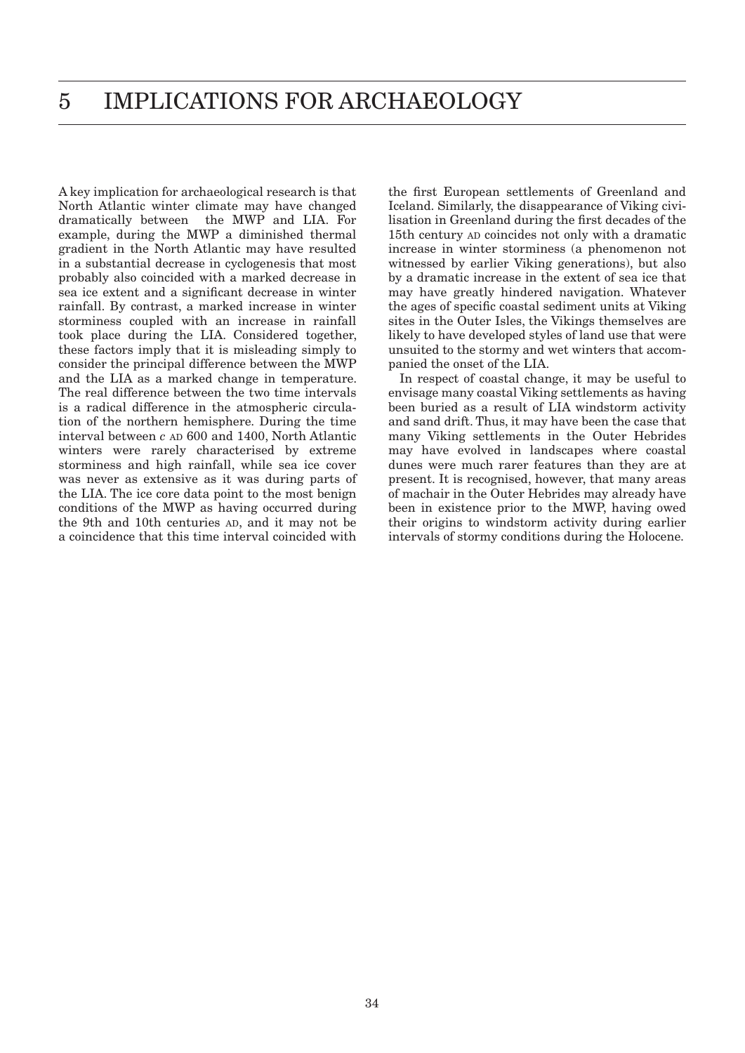# 5 IMPLICATIONS FOR ARCHAEOLOGY

A key implication for archaeological research is that North Atlantic winter climate may have changed dramatically between the MWP and LIA. For example, during the MWP a diminished thermal gradient in the North Atlantic may have resulted in a substantial decrease in cyclogenesis that most probably also coincided with a marked decrease in sea ice extent and a significant decrease in winter rainfall. By contrast, a marked increase in winter storminess coupled with an increase in rainfall took place during the LIA. Considered together, these factors imply that it is misleading simply to consider the principal difference between the MWP and the LIA as a marked change in temperature. The real difference between the two time intervals is a radical difference in the atmospheric circulation of the northern hemisphere. During the time interval between *c* AD 600 and 1400, North Atlantic winters were rarely characterised by extreme storminess and high rainfall, while sea ice cover was never as extensive as it was during parts of the LIA. The ice core data point to the most benign conditions of the MWP as having occurred during the 9th and 10th centuries AD, and it may not be a coincidence that this time interval coincided with the first European settlements of Greenland and Iceland. Similarly, the disappearance of Viking civilisation in Greenland during the first decades of the 15th century AD coincides not only with a dramatic increase in winter storminess (a phenomenon not witnessed by earlier Viking generations), but also by a dramatic increase in the extent of sea ice that may have greatly hindered navigation. Whatever the ages of specific coastal sediment units at Viking sites in the Outer Isles, the Vikings themselves are likely to have developed styles of land use that were unsuited to the stormy and wet winters that accompanied the onset of the LIA.

In respect of coastal change, it may be useful to envisage many coastal Viking settlements as having been buried as a result of LIA windstorm activity and sand drift. Thus, it may have been the case that many Viking settlements in the Outer Hebrides may have evolved in landscapes where coastal dunes were much rarer features than they are at present. It is recognised, however, that many areas of machair in the Outer Hebrides may already have been in existence prior to the MWP, having owed their origins to windstorm activity during earlier intervals of stormy conditions during the Holocene.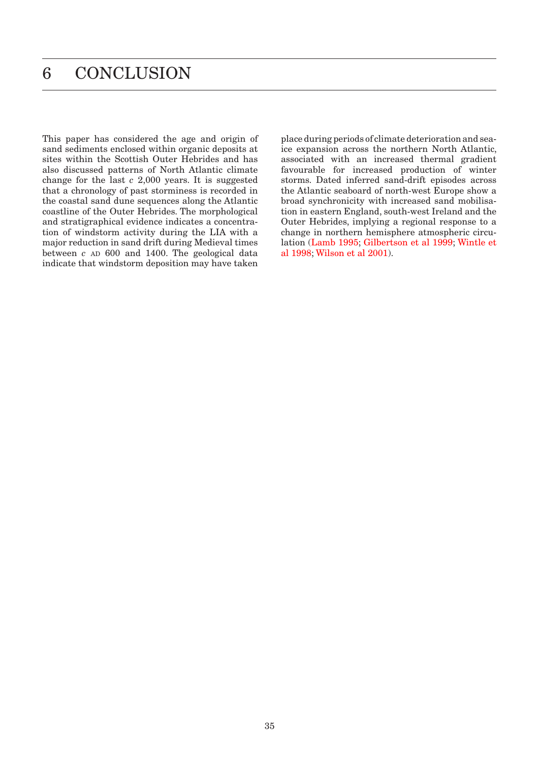# 6 CONCLUSION

This paper has considered the age and origin of sand sediments enclosed within organic deposits at sites within the Scottish Outer Hebrides and has also discussed patterns of North Atlantic climate change for the last *c* 2,000 years. It is suggested that a chronology of past storminess is recorded in the coastal sand dune sequences along the Atlantic coastline of the Outer Hebrides. The morphological and stratigraphical evidence indicates a concentration of windstorm activity during the LIA with a major reduction in sand drift during Medieval times between *c* AD 600 and 1400. The geological data indicate that windstorm deposition may have taken place during periods of climate deterioration and sea-ice expansion across the northern North Atlantic, associated with an increased thermal gradient favourable for increased production of winter storms. Dated inferred sand-drift episodes across the Atlantic seaboard of north-west Europe show a broad synchronicity with increased sand mobilisation in eastern England, south-west Ireland and the Outer Hebrides, implying a regional response to a change in northern hemisphere atmospheric circulation (Lamb 1995; Gilbertson et al 1999; Wintle et al 1998; Wilson et al 2001).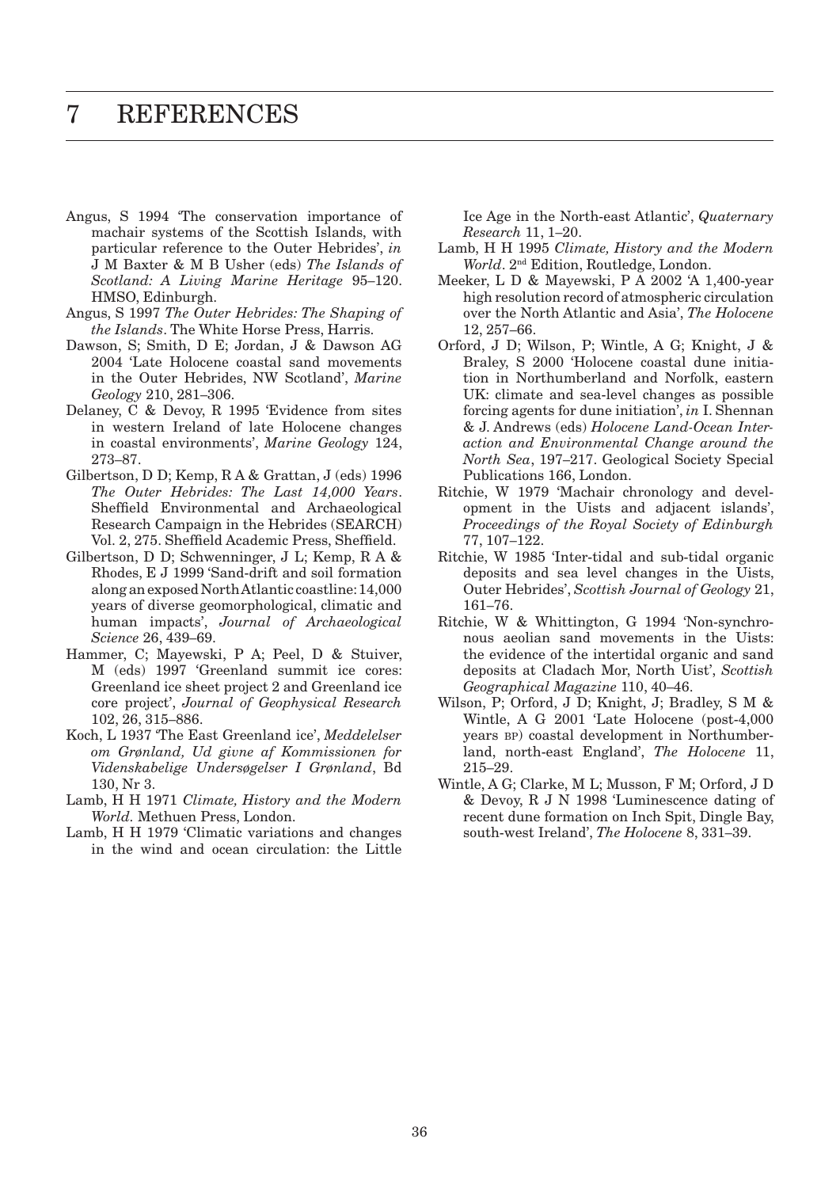# 7 REFERENCES

Angus, S 1994 'The conservation importance of machair systems of the Scottish Islands, with particular reference to the Outer Hebrides', *in* J M Baxter & M B Usher (eds) *The Islands of Scotland: A Living Marine Heritage* 95–120. HMSO, Edinburgh.

Angus, S 1997 *The Outer Hebrides: The Shaping of the Islands*. The White Horse Press, Harris.

Dawson, S; Smith, D E; Jordan, J & Dawson AG 2004 'Late Holocene coastal sand movements in the Outer Hebrides, NW Scotland', *Marine Geology* 210, 281–306.

Delaney, C & Devoy, R 1995 'Evidence from sites in western Ireland of late Holocene changes in coastal environments', *Marine Geology* 124, 273–87.

Gilbertson, D D; Kemp, R A & Grattan, J (eds) 1996 *The Outer Hebrides: The Last 14,000 Years*. Sheffield Environmental and Archaeological Research Campaign in the Hebrides (SEARCH) Vol. 2, 275. Sheffield Academic Press, Sheffield.

Gilbertson, D D; Schwenninger, J L; Kemp, R A & Rhodes, E J 1999 'Sand-drift and soil formation along an exposed North Atlantic coastline: 14,000 years of diverse geomorphological, climatic and human impacts', *Journal of Archaeological Science* 26, 439–69.

Hammer, C; Mayewski, P A; Peel, D & Stuiver, M (eds) 1997 'Greenland summit ice cores: Greenland ice sheet project 2 and Greenland ice core project', *Journal of Geophysical Research* 102, 26, 315–886.

Koch, L 1937 'The East Greenland ice', *Meddelelser om Grønland, Ud givne af Kommissionen for Videnskabelige Undersøgelser I Grønland*, Bd 130, Nr 3.

Lamb, H H 1971 *Climate, History and the Modern World*. Methuen Press, London.

Lamb, H H 1979 'Climatic variations and changes in the wind and ocean circulation: the Little Ice Age in the North-east Atlantic', *Quaternary Research* 11, 1–20.

Lamb, H H 1995 *Climate, History and the Modern World*. 2nd Edition, Routledge, London.

Meeker, L D & Mayewski, P A 2002 'A 1,400-year high resolution record of atmospheric circulation over the North Atlantic and Asia', *The Holocene* 12, 257–66.

Orford, J D; Wilson, P; Wintle, A G; Knight, J & Braley, S 2000 'Holocene coastal dune initiation in Northumberland and Norfolk, eastern UK: climate and sea-level changes as possible forcing agents for dune initiation', *in* I. Shennan & J. Andrews (eds) *Holocene Land-Ocean Interaction and Environmental Change around the North Sea*, 197–217. Geological Society Special Publications 166, London.

Ritchie, W 1979 'Machair chronology and development in the Uists and adjacent islands', *Proceedings of the Royal Society of Edinburgh* 77, 107–122.

Ritchie, W 1985 'Inter-tidal and sub-tidal organic deposits and sea level changes in the Uists, Outer Hebrides', *Scottish Journal of Geology* 21, 161–76.

Ritchie, W & Whittington, G 1994 'Non-synchronous aeolian sand movements in the Uists: the evidence of the intertidal organic and sand deposits at Cladach Mor, North Uist', *Scottish Geographical Magazine* 110, 40–46.

Wilson, P; Orford, J D; Knight, J; Bradley, S M & Wintle, A G 2001 'Late Holocene (post-4,000 years BP) coastal development in Northumberland, north-east England', *The Holocene* 11, 215–29.

Wintle, A G; Clarke, M L; Musson, F M; Orford, J D & Devoy, R J N 1998 'Luminescence dating of recent dune formation on Inch Spit, Dingle Bay, south-west Ireland', *The Holocene* 8, 331–39.